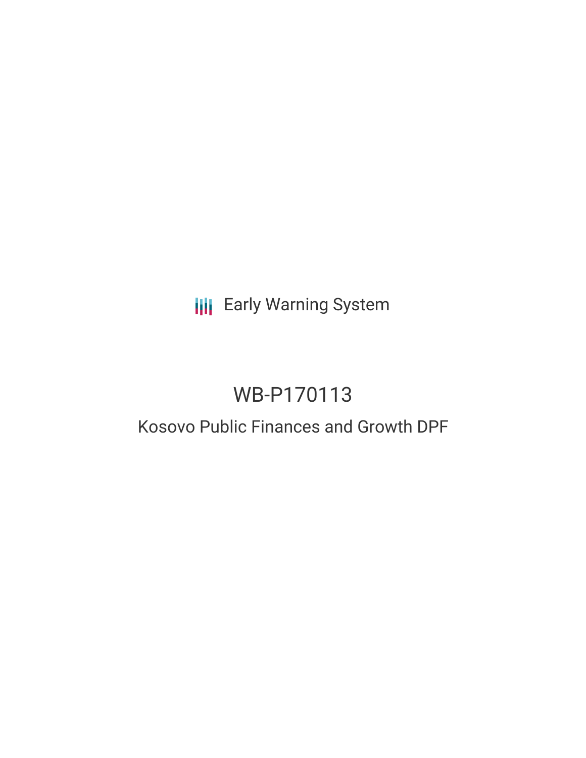Early Warning System

# WB-P170113

## Kosovo Public Finances and Growth DPF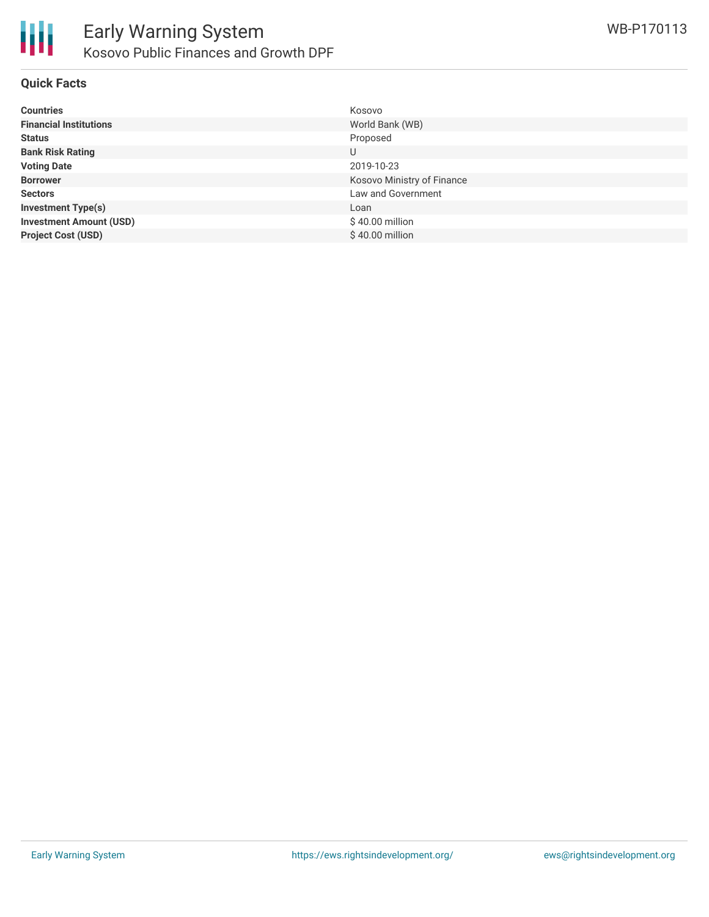# Early Warning System

## Kosovo Public Finances and Growth DPF

WB-P170113

### Quick Facts

| | |
|---|---|
| **Countries** | Kosovo |
| **Financial Institutions** | World Bank (WB) |
| **Status** | Proposed |
| **Bank Risk Rating** | U |
| **Voting Date** | 2019-10-23 |
| **Borrower** | Kosovo Ministry of Finance |
| **Sectors** | Law and Government |
| **Investment Type(s)** | Loan |
| **Investment Amount (USD)** | $ 40.00 million |
| **Project Cost (USD)** | $ 40.00 million |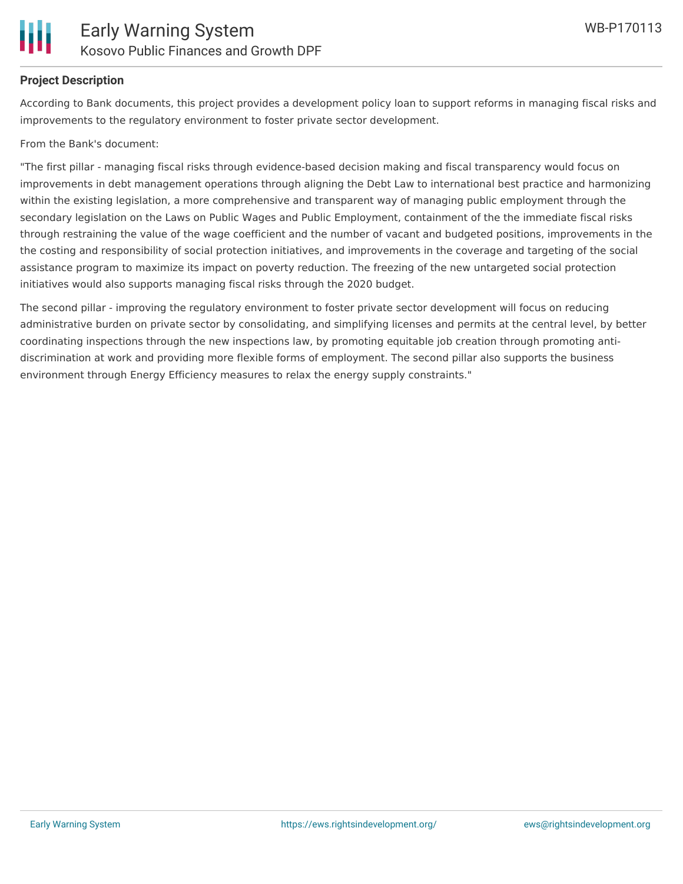## Project Description

According to Bank documents, this project provides a development policy loan to support reforms in managing fiscal risks and improvements to the regulatory environment to foster private sector development.

From the Bank's document:

"The first pillar - managing fiscal risks through evidence-based decision making and fiscal transparency would focus on improvements in debt management operations through aligning the Debt Law to international best practice and harmonizing within the existing legislation, a more comprehensive and transparent way of managing public employment through the secondary legislation on the Laws on Public Wages and Public Employment, containment of the the immediate fiscal risks through restraining the value of the wage coefficient and the number of vacant and budgeted positions, improvements in the the costing and responsibility of social protection initiatives, and improvements in the coverage and targeting of the social assistance program to maximize its impact on poverty reduction. The freezing of the new untargeted social protection initiatives would also supports managing fiscal risks through the 2020 budget.

The second pillar - improving the regulatory environment to foster private sector development will focus on reducing administrative burden on private sector by consolidating, and simplifying licenses and permits at the central level, by better coordinating inspections through the new inspections law, by promoting equitable job creation through promoting anti-discrimination at work and providing more flexible forms of employment. The second pillar also supports the business environment through Energy Efficiency measures to relax the energy supply constraints."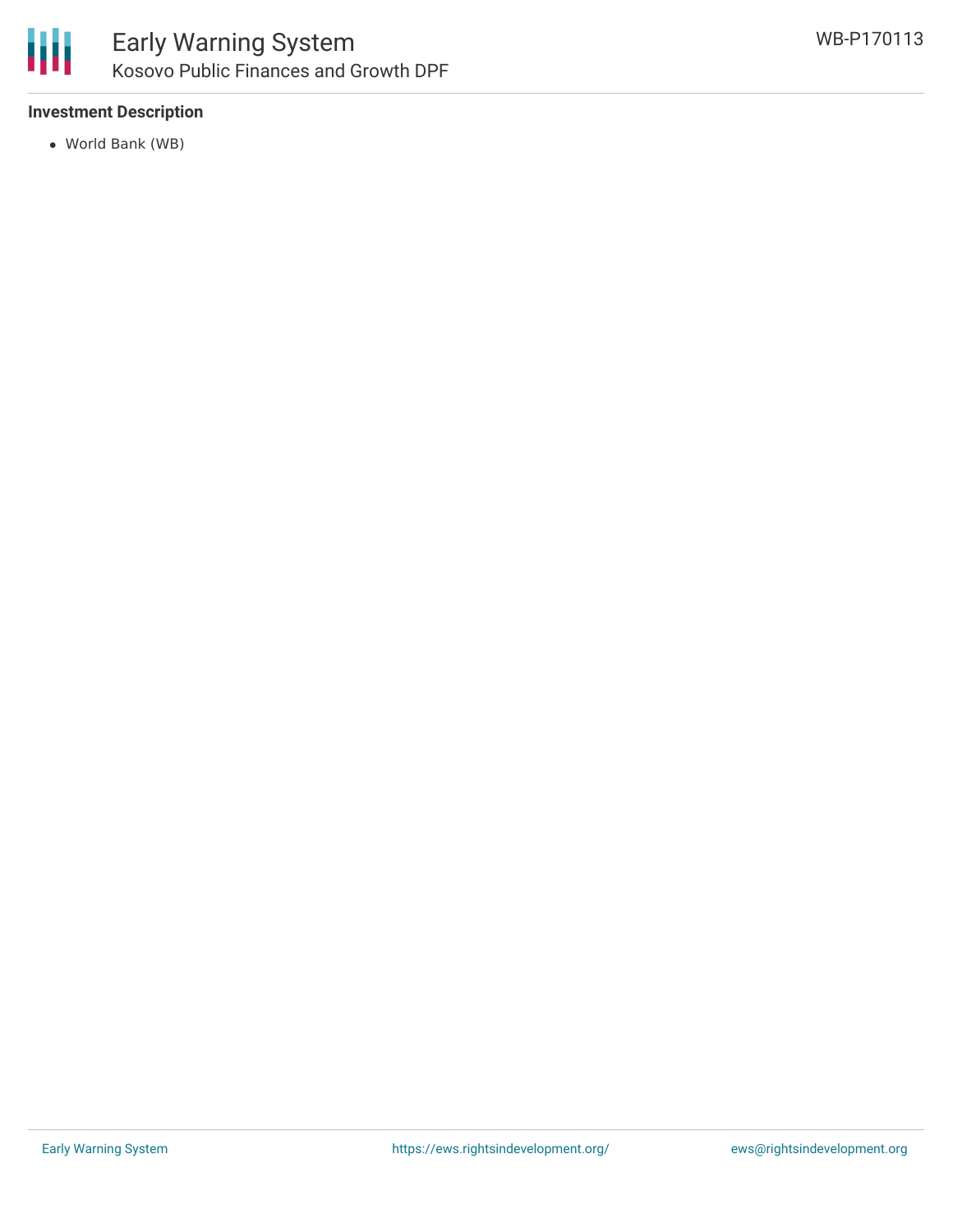**Investment Description**

- World Bank (WB)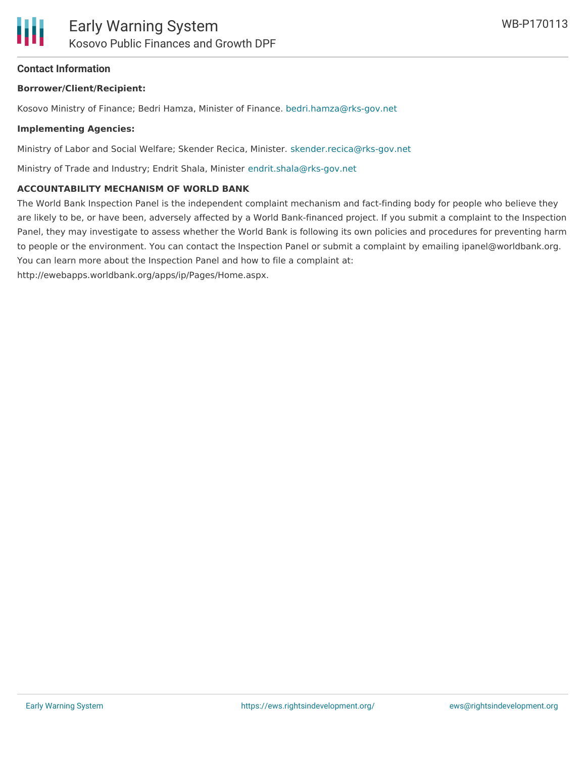## Contact Information

**Borrower/Client/Recipient:**

Kosovo Ministry of Finance; Bedri Hamza, Minister of Finance. bedri.hamza@rks-gov.net

**Implementing Agencies:**

Ministry of Labor and Social Welfare; Skender Recica, Minister. skender.recica@rks-gov.net

Ministry of Trade and Industry; Endrit Shala, Minister endrit.shala@rks-gov.net

**ACCOUNTABILITY MECHANISM OF WORLD BANK**

The World Bank Inspection Panel is the independent complaint mechanism and fact-finding body for people who believe they are likely to be, or have been, adversely affected by a World Bank-financed project. If you submit a complaint to the Inspection Panel, they may investigate to assess whether the World Bank is following its own policies and procedures for preventing harm to people or the environment. You can contact the Inspection Panel or submit a complaint by emailing ipanel@worldbank.org. You can learn more about the Inspection Panel and how to file a complaint at: http://ewebapps.worldbank.org/apps/ip/Pages/Home.aspx.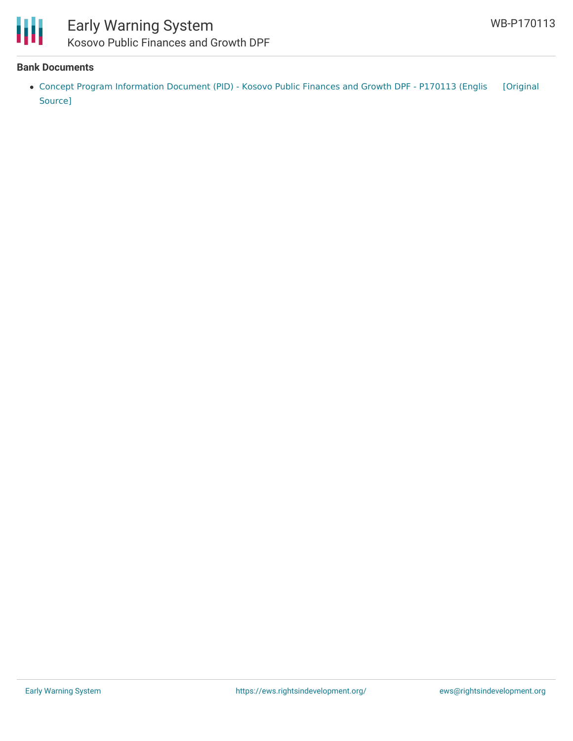**Bank Documents**

- Concept Program Information Document (PID) - Kosovo Public Finances and Growth DPF - P170113 (Englis [Original Source]